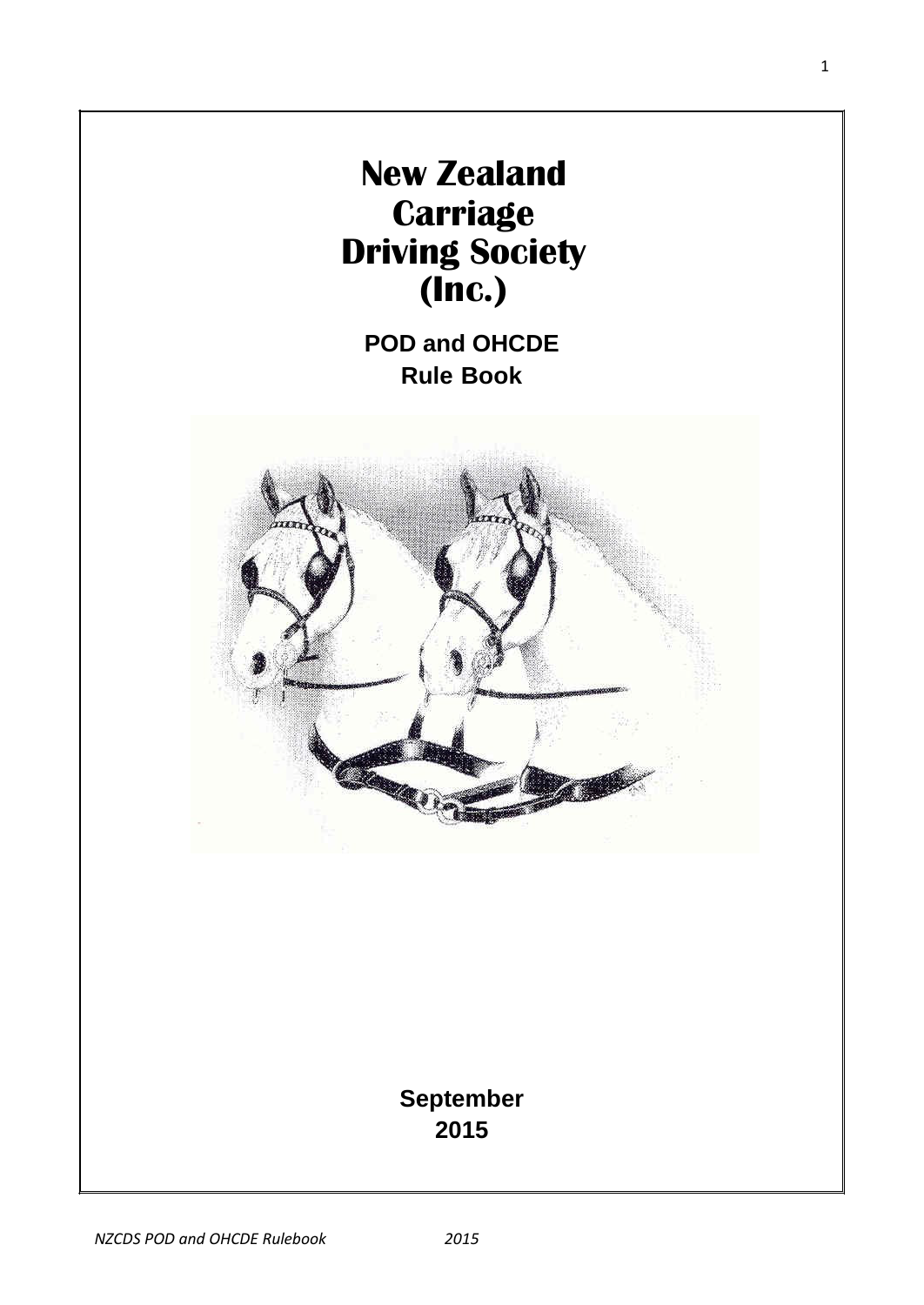# New Zealand Carriage Driving Society (Inc.)

## POD and OHCDE Rule Book

**September 2015**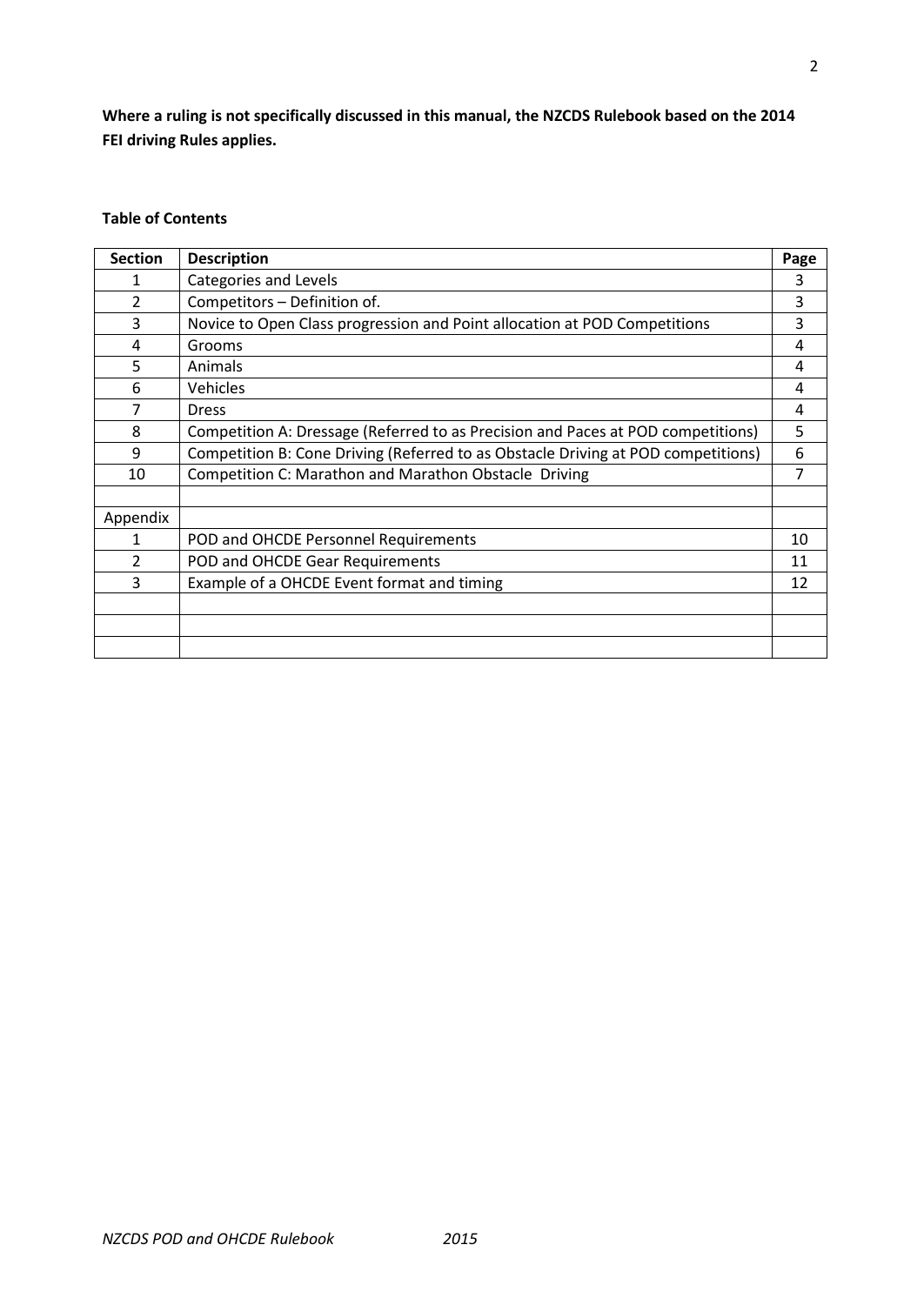**Where a ruling is not specifically discussed in this manual, the NZCDS Rulebook based on the 2014 FEI driving Rules applies.**

**Table of Contents**

| Section | Description | Page |
|---|---|---|
| 1 | Categories and Levels | 3 |
| 2 | Competitors – Definition of. | 3 |
| 3 | Novice to Open Class progression and Point allocation at POD Competitions | 3 |
| 4 | Grooms | 4 |
| 5 | Animals | 4 |
| 6 | Vehicles | 4 |
| 7 | Dress | 4 |
| 8 | Competition A: Dressage (Referred to as Precision and Paces at POD competitions) | 5 |
| 9 | Competition B: Cone Driving (Referred to as Obstacle Driving at POD competitions) | 6 |
| 10 | Competition C: Marathon and Marathon Obstacle Driving | 7 |
| | | |
| Appendix | | |
| 1 | POD and OHCDE Personnel Requirements | 10 |
| 2 | POD and OHCDE Gear Requirements | 11 |
| 3 | Example of a OHCDE Event format and timing | 12 |
| | | |
| | | |
| | | |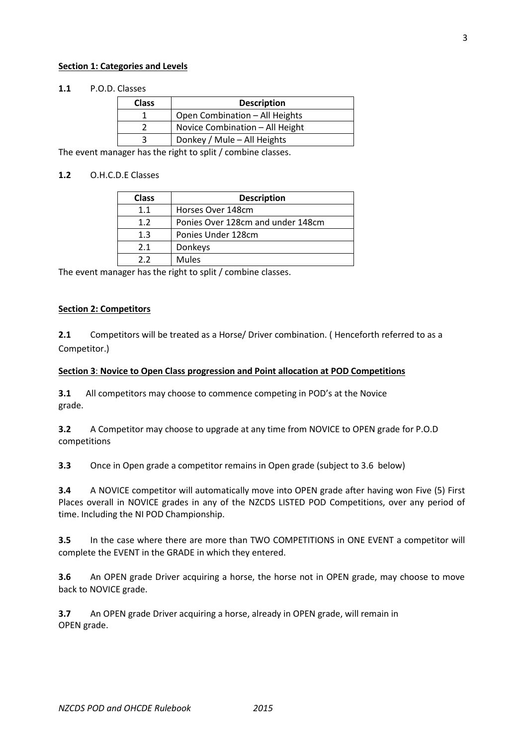**Section 1: Categories and Levels**

**1.1** P.O.D. Classes

| Class | Description |
| --- | --- |
| 1 | Open Combination – All Heights |
| 2 | Novice Combination – All Height |
| 3 | Donkey / Mule – All Heights |

The event manager has the right to split / combine classes.

**1.2** O.H.C.D.E Classes

| Class | Description |
| --- | --- |
| 1.1 | Horses Over 148cm |
| 1.2 | Ponies Over 128cm and under 148cm |
| 1.3 | Ponies Under 128cm |
| 2.1 | Donkeys |
| 2.2 | Mules |

The event manager has the right to split / combine classes.

**Section 2: Competitors**

**2.1** Competitors will be treated as a Horse/ Driver combination. ( Henceforth referred to as a Competitor.)

**Section 3: Novice to Open Class progression and Point allocation at POD Competitions**

**3.1** All competitors may choose to commence competing in POD's at the Novice grade.

**3.2** A Competitor may choose to upgrade at any time from NOVICE to OPEN grade for P.O.D competitions

**3.3** Once in Open grade a competitor remains in Open grade (subject to 3.6 below)

**3.4** A NOVICE competitor will automatically move into OPEN grade after having won Five (5) First Places overall in NOVICE grades in any of the NZCDS LISTED POD Competitions, over any period of time. Including the NI POD Championship.

**3.5** In the case where there are more than TWO COMPETITIONS in ONE EVENT a competitor will complete the EVENT in the GRADE in which they entered.

**3.6** An OPEN grade Driver acquiring a horse, the horse not in OPEN grade, may choose to move back to NOVICE grade.

**3.7** An OPEN grade Driver acquiring a horse, already in OPEN grade, will remain in OPEN grade.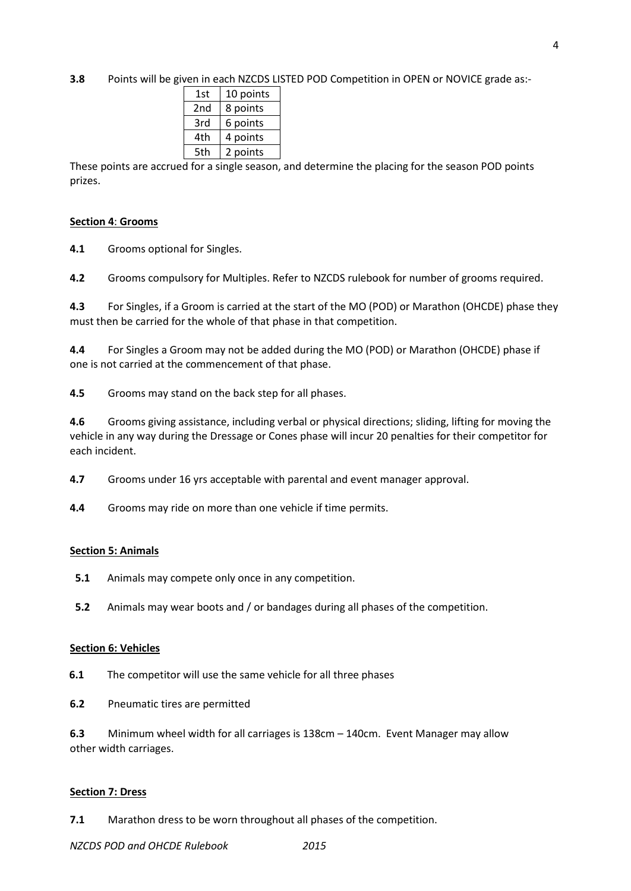**3.8** Points will be given in each NZCDS LISTED POD Competition in OPEN or NOVICE grade as:-

| | |
|---|---|
| 1st | 10 points |
| 2nd | 8 points |
| 3rd | 6 points |
| 4th | 4 points |
| 5th | 2 points |

These points are accrued for a single season, and determine the placing for the season POD points prizes.

## Section 4: Grooms

**4.1** Grooms optional for Singles.

**4.2** Grooms compulsory for Multiples. Refer to NZCDS rulebook for number of grooms required.

**4.3** For Singles, if a Groom is carried at the start of the MO (POD) or Marathon (OHCDE) phase they must then be carried for the whole of that phase in that competition.

**4.4** For Singles a Groom may not be added during the MO (POD) or Marathon (OHCDE) phase if one is not carried at the commencement of that phase.

**4.5** Grooms may stand on the back step for all phases.

**4.6** Grooms giving assistance, including verbal or physical directions; sliding, lifting for moving the vehicle in any way during the Dressage or Cones phase will incur 20 penalties for their competitor for each incident.

**4.7** Grooms under 16 yrs acceptable with parental and event manager approval.

**4.4** Grooms may ride on more than one vehicle if time permits.

## Section 5: Animals

**5.1** Animals may compete only once in any competition.

**5.2** Animals may wear boots and / or bandages during all phases of the competition.

## Section 6: Vehicles

**6.1** The competitor will use the same vehicle for all three phases

**6.2** Pneumatic tires are permitted

**6.3** Minimum wheel width for all carriages is 138cm – 140cm. Event Manager may allow other width carriages.

## Section 7: Dress

**7.1** Marathon dress to be worn throughout all phases of the competition.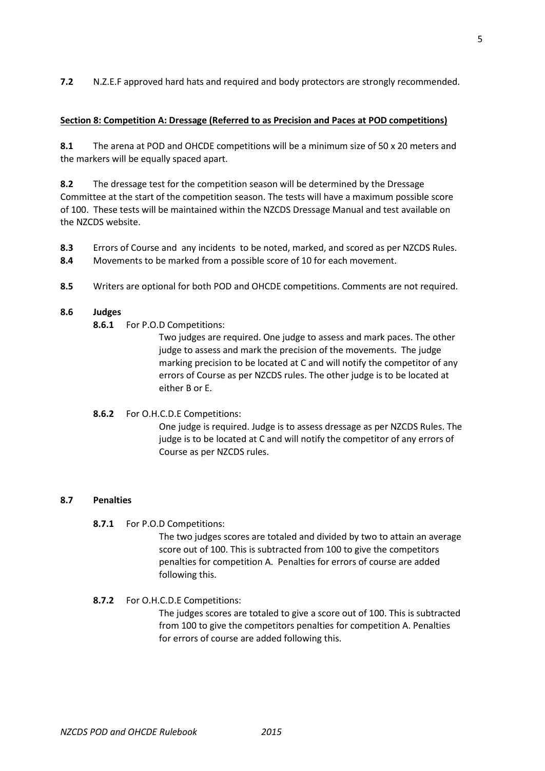**7.2** N.Z.E.F approved hard hats and required and body protectors are strongly recommended.

**Section 8: Competition A: Dressage (Referred to as Precision and Paces at POD competitions)**

**8.1** The arena at POD and OHCDE competitions will be a minimum size of 50 x 20 meters and the markers will be equally spaced apart.

**8.2** The dressage test for the competition season will be determined by the Dressage Committee at the start of the competition season. The tests will have a maximum possible score of 100. These tests will be maintained within the NZCDS Dressage Manual and test available on the NZCDS website.

**8.3** Errors of Course and any incidents to be noted, marked, and scored as per NZCDS Rules.

**8.4** Movements to be marked from a possible score of 10 for each movement.

**8.5** Writers are optional for both POD and OHCDE competitions. Comments are not required.

**8.6 Judges**

**8.6.1** For P.O.D Competitions:

Two judges are required. One judge to assess and mark paces. The other judge to assess and mark the precision of the movements. The judge marking precision to be located at C and will notify the competitor of any errors of Course as per NZCDS rules. The other judge is to be located at either B or E.

**8.6.2** For O.H.C.D.E Competitions:

One judge is required. Judge is to assess dressage as per NZCDS Rules. The judge is to be located at C and will notify the competitor of any errors of Course as per NZCDS rules.

**8.7 Penalties**

**8.7.1** For P.O.D Competitions:

The two judges scores are totaled and divided by two to attain an average score out of 100. This is subtracted from 100 to give the competitors penalties for competition A. Penalties for errors of course are added following this.

**8.7.2** For O.H.C.D.E Competitions:

The judges scores are totaled to give a score out of 100. This is subtracted from 100 to give the competitors penalties for competition A. Penalties for errors of course are added following this.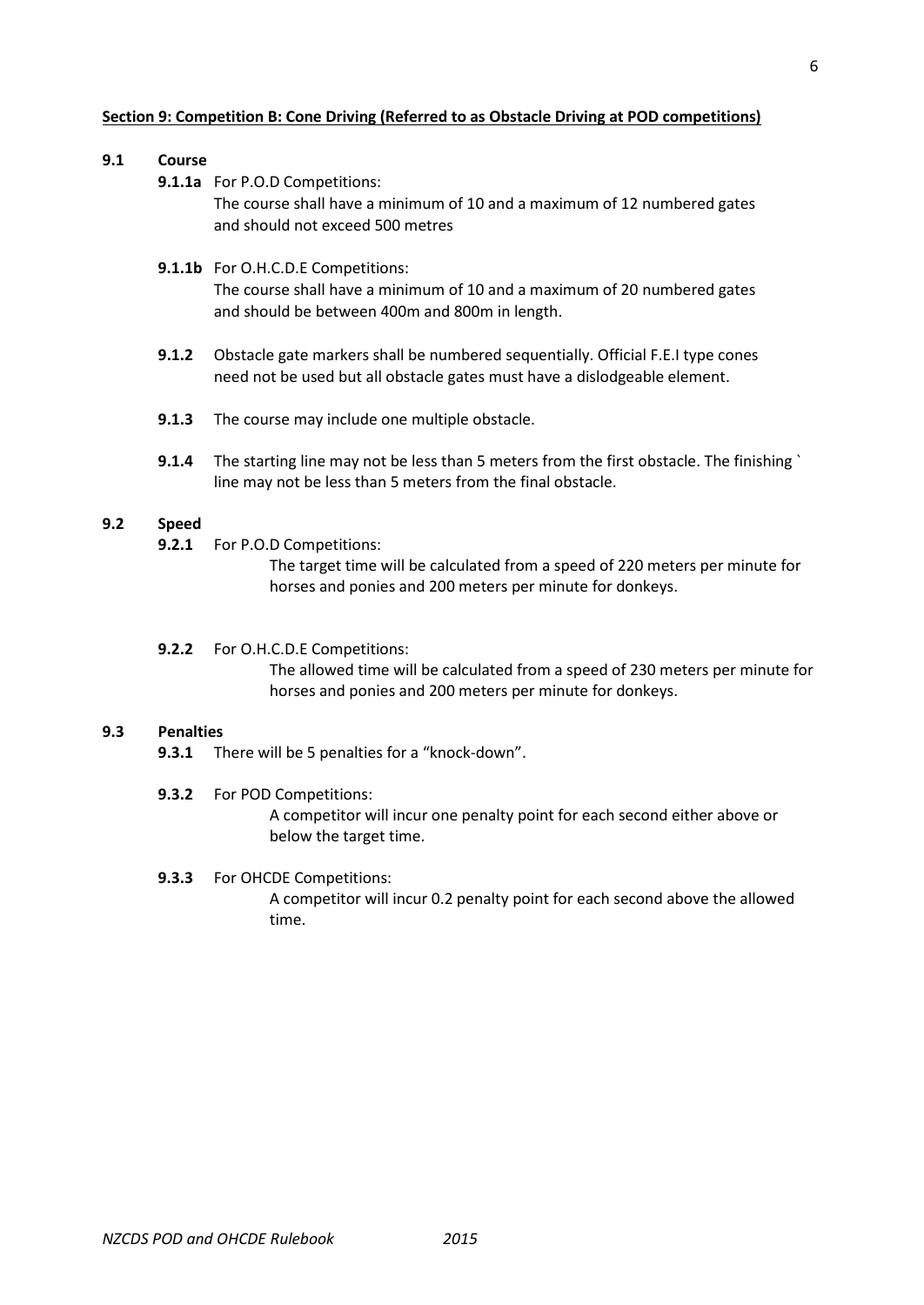## Section 9: Competition B: Cone Driving (Referred to as Obstacle Driving at POD competitions)

**9.1 Course**

**9.1.1a** For P.O.D Competitions:
The course shall have a minimum of 10 and a maximum of 12 numbered gates and should not exceed 500 metres

**9.1.1b** For O.H.C.D.E Competitions:
The course shall have a minimum of 10 and a maximum of 20 numbered gates and should be between 400m and 800m in length.

**9.1.2** Obstacle gate markers shall be numbered sequentially. Official F.E.I type cones need not be used but all obstacle gates must have a dislodgeable element.

**9.1.3** The course may include one multiple obstacle.

**9.1.4** The starting line may not be less than 5 meters from the first obstacle. The finishing ` line may not be less than 5 meters from the final obstacle.

**9.2 Speed**

**9.2.1** For P.O.D Competitions:
The target time will be calculated from a speed of 220 meters per minute for horses and ponies and 200 meters per minute for donkeys.

**9.2.2** For O.H.C.D.E Competitions:
The allowed time will be calculated from a speed of 230 meters per minute for horses and ponies and 200 meters per minute for donkeys.

**9.3 Penalties**

**9.3.1** There will be 5 penalties for a "knock-down".

**9.3.2** For POD Competitions:
A competitor will incur one penalty point for each second either above or below the target time.

**9.3.3** For OHCDE Competitions:
A competitor will incur 0.2 penalty point for each second above the allowed time.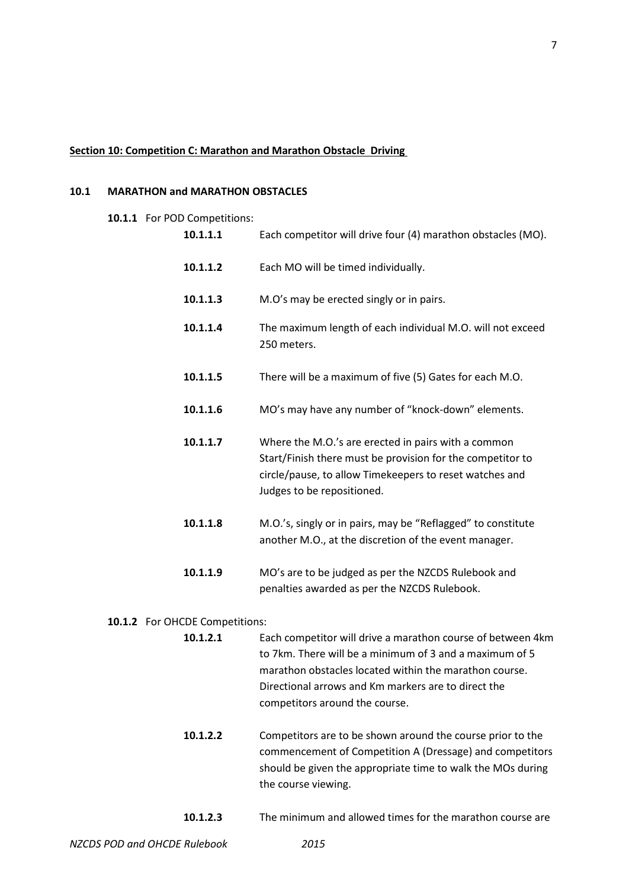**Section 10: Competition C: Marathon and Marathon Obstacle Driving**

## 10.1 MARATHON and MARATHON OBSTACLES

**10.1.1** For POD Competitions:

**10.1.1.1** Each competitor will drive four (4) marathon obstacles (MO).

**10.1.1.2** Each MO will be timed individually.

**10.1.1.3** M.O's may be erected singly or in pairs.

**10.1.1.4** The maximum length of each individual M.O. will not exceed 250 meters.

**10.1.1.5** There will be a maximum of five (5) Gates for each M.O.

**10.1.1.6** MO's may have any number of "knock-down" elements.

**10.1.1.7** Where the M.O.'s are erected in pairs with a common Start/Finish there must be provision for the competitor to circle/pause, to allow Timekeepers to reset watches and Judges to be repositioned.

**10.1.1.8** M.O.'s, singly or in pairs, may be "Reflagged" to constitute another M.O., at the discretion of the event manager.

**10.1.1.9** MO's are to be judged as per the NZCDS Rulebook and penalties awarded as per the NZCDS Rulebook.

**10.1.2** For OHCDE Competitions:

**10.1.2.1** Each competitor will drive a marathon course of between 4km to 7km. There will be a minimum of 3 and a maximum of 5 marathon obstacles located within the marathon course. Directional arrows and Km markers are to direct the competitors around the course.

**10.1.2.2** Competitors are to be shown around the course prior to the commencement of Competition A (Dressage) and competitors should be given the appropriate time to walk the MOs during the course viewing.

**10.1.2.3** The minimum and allowed times for the marathon course are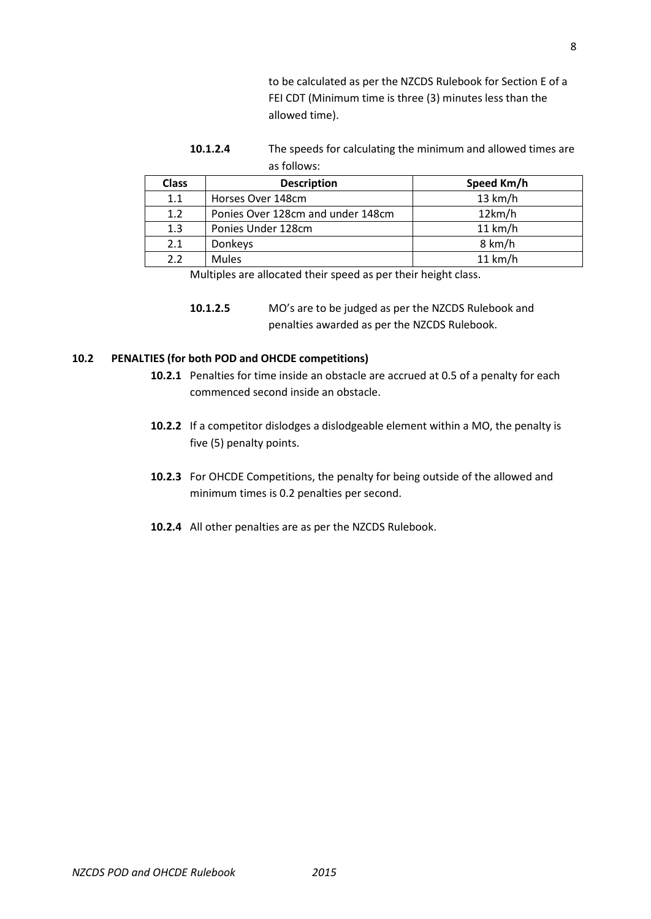to be calculated as per the NZCDS Rulebook for Section E of a FEI CDT (Minimum time is three (3) minutes less than the allowed time).

**10.1.2.4** The speeds for calculating the minimum and allowed times are as follows:

| Class | Description | Speed Km/h |
|---|---|---|
| 1.1 | Horses Over 148cm | 13 km/h |
| 1.2 | Ponies Over 128cm and under 148cm | 12km/h |
| 1.3 | Ponies Under 128cm | 11 km/h |
| 2.1 | Donkeys | 8 km/h |
| 2.2 | Mules | 11 km/h |

Multiples are allocated their speed as per their height class.

**10.1.2.5** MO's are to be judged as per the NZCDS Rulebook and penalties awarded as per the NZCDS Rulebook.

## 10.2 PENALTIES (for both POD and OHCDE competitions)

**10.2.1** Penalties for time inside an obstacle are accrued at 0.5 of a penalty for each commenced second inside an obstacle.

**10.2.2** If a competitor dislodges a dislodgeable element within a MO, the penalty is five (5) penalty points.

**10.2.3** For OHCDE Competitions, the penalty for being outside of the allowed and minimum times is 0.2 penalties per second.

**10.2.4** All other penalties are as per the NZCDS Rulebook.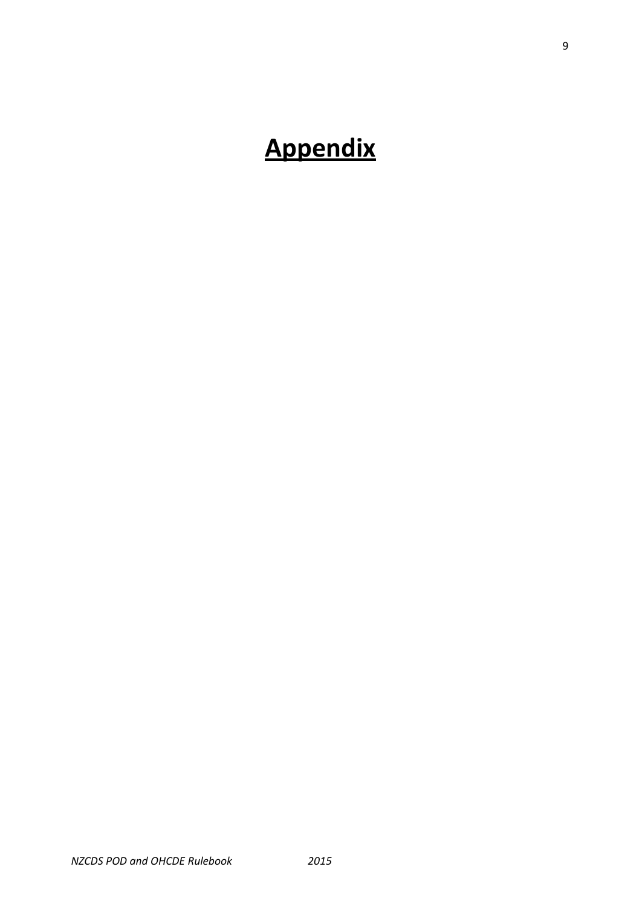# **Appendix**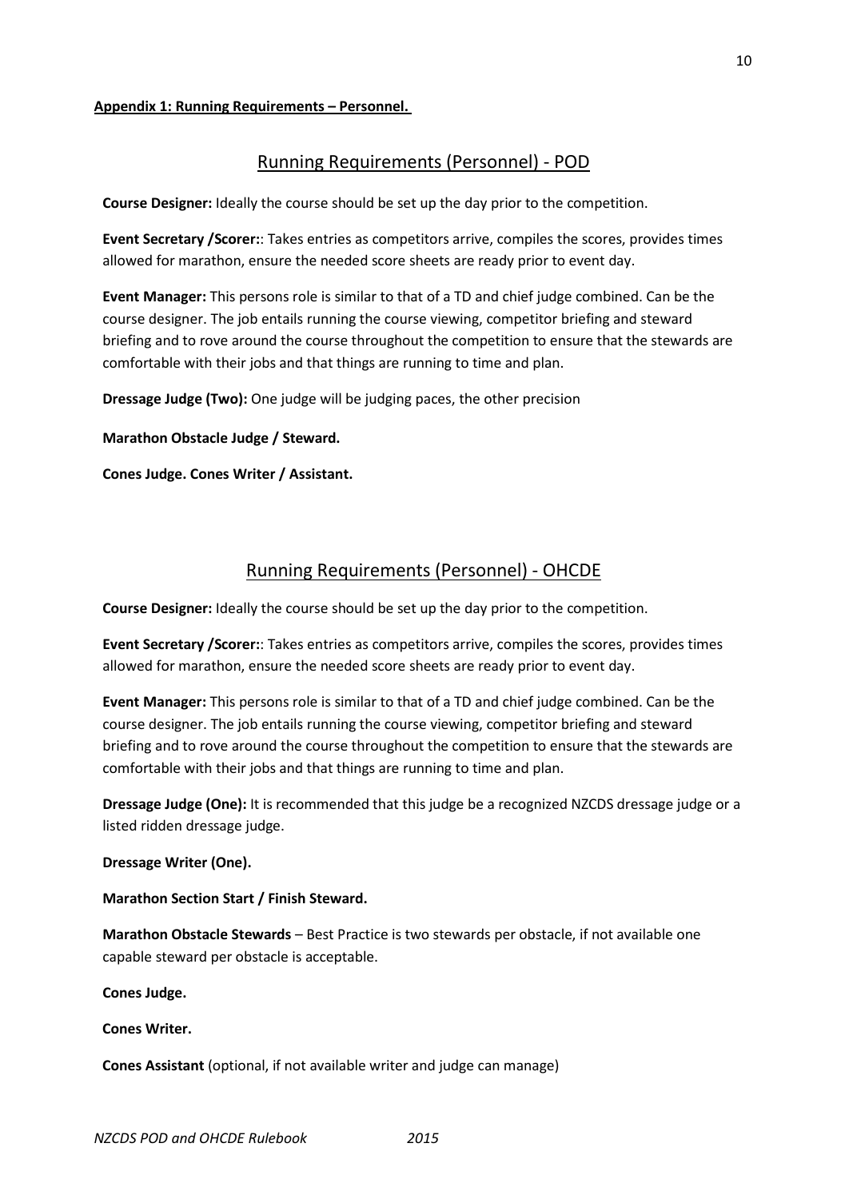**Appendix 1: Running Requirements – Personnel.**

## Running Requirements (Personnel) - POD

**Course Designer:** Ideally the course should be set up the day prior to the competition.

**Event Secretary /Scorer:**: Takes entries as competitors arrive, compiles the scores, provides times allowed for marathon, ensure the needed score sheets are ready prior to event day.

**Event Manager:** This persons role is similar to that of a TD and chief judge combined. Can be the course designer. The job entails running the course viewing, competitor briefing and steward briefing and to rove around the course throughout the competition to ensure that the stewards are comfortable with their jobs and that things are running to time and plan.

**Dressage Judge (Two):** One judge will be judging paces, the other precision

**Marathon Obstacle Judge / Steward.**

**Cones Judge. Cones Writer / Assistant.**

## Running Requirements (Personnel) - OHCDE

**Course Designer:** Ideally the course should be set up the day prior to the competition.

**Event Secretary /Scorer:**: Takes entries as competitors arrive, compiles the scores, provides times allowed for marathon, ensure the needed score sheets are ready prior to event day.

**Event Manager:** This persons role is similar to that of a TD and chief judge combined. Can be the course designer. The job entails running the course viewing, competitor briefing and steward briefing and to rove around the course throughout the competition to ensure that the stewards are comfortable with their jobs and that things are running to time and plan.

**Dressage Judge (One):** It is recommended that this judge be a recognized NZCDS dressage judge or a listed ridden dressage judge.

**Dressage Writer (One).**

**Marathon Section Start / Finish Steward.**

**Marathon Obstacle Stewards** – Best Practice is two stewards per obstacle, if not available one capable steward per obstacle is acceptable.

**Cones Judge.**

**Cones Writer.**

**Cones Assistant** (optional, if not available writer and judge can manage)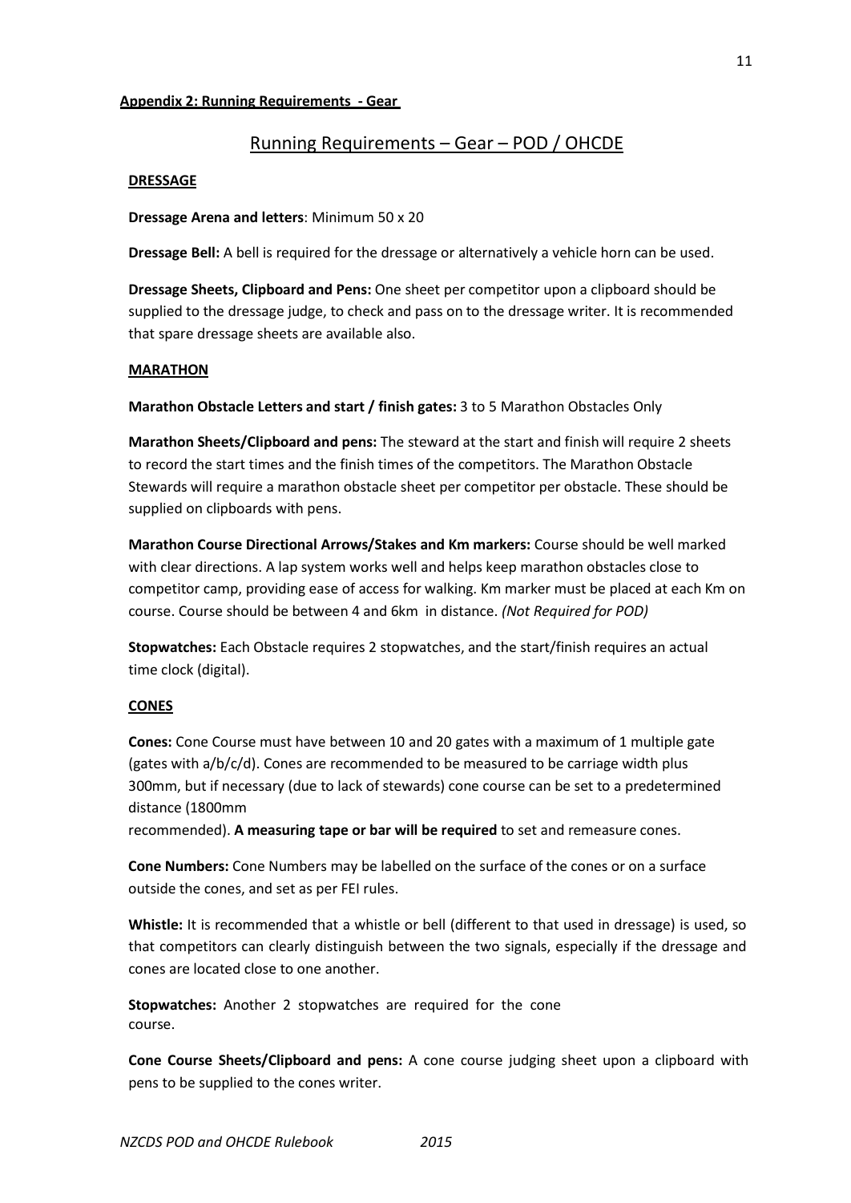**Appendix 2: Running Requirements - Gear**

## Running Requirements – Gear – POD / OHCDE

### DRESSAGE

**Dressage Arena and letters**: Minimum 50 x 20

**Dressage Bell:** A bell is required for the dressage or alternatively a vehicle horn can be used.

**Dressage Sheets, Clipboard and Pens:** One sheet per competitor upon a clipboard should be supplied to the dressage judge, to check and pass on to the dressage writer. It is recommended that spare dressage sheets are available also.

### MARATHON

**Marathon Obstacle Letters and start / finish gates:** 3 to 5 Marathon Obstacles Only

**Marathon Sheets/Clipboard and pens:** The steward at the start and finish will require 2 sheets to record the start times and the finish times of the competitors. The Marathon Obstacle Stewards will require a marathon obstacle sheet per competitor per obstacle. These should be supplied on clipboards with pens.

**Marathon Course Directional Arrows/Stakes and Km markers:** Course should be well marked with clear directions. A lap system works well and helps keep marathon obstacles close to competitor camp, providing ease of access for walking. Km marker must be placed at each Km on course. Course should be between 4 and 6km in distance. *(Not Required for POD)*

**Stopwatches:** Each Obstacle requires 2 stopwatches, and the start/finish requires an actual time clock (digital).

### CONES

**Cones:** Cone Course must have between 10 and 20 gates with a maximum of 1 multiple gate (gates with a/b/c/d). Cones are recommended to be measured to be carriage width plus 300mm, but if necessary (due to lack of stewards) cone course can be set to a predetermined distance (1800mm recommended). **A measuring tape or bar will be required** to set and remeasure cones.

**Cone Numbers:** Cone Numbers may be labelled on the surface of the cones or on a surface outside the cones, and set as per FEI rules.

**Whistle:** It is recommended that a whistle or bell (different to that used in dressage) is used, so that competitors can clearly distinguish between the two signals, especially if the dressage and cones are located close to one another.

**Stopwatches:** Another 2 stopwatches are required for the cone course.

**Cone Course Sheets/Clipboard and pens:** A cone course judging sheet upon a clipboard with pens to be supplied to the cones writer.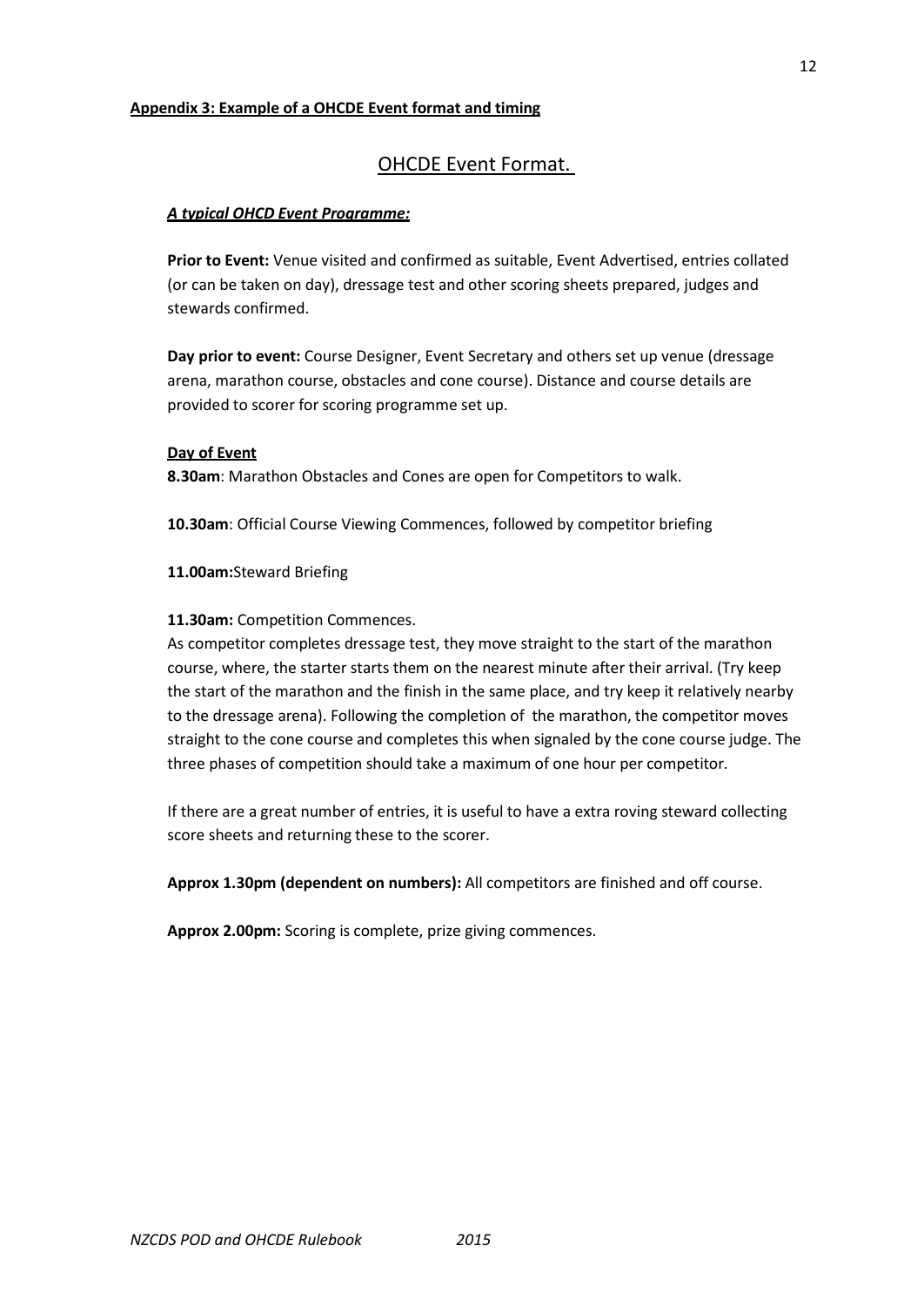**Appendix 3: Example of a OHCDE Event format and timing**

## OHCDE Event Format.

***A typical OHCD Event Programme:***

**Prior to Event:** Venue visited and confirmed as suitable, Event Advertised, entries collated (or can be taken on day), dressage test and other scoring sheets prepared, judges and stewards confirmed.

**Day prior to event:** Course Designer, Event Secretary and others set up venue (dressage arena, marathon course, obstacles and cone course). Distance and course details are provided to scorer for scoring programme set up.

**Day of Event**

**8.30am**: Marathon Obstacles and Cones are open for Competitors to walk.

**10.30am**: Official Course Viewing Commences, followed by competitor briefing

**11.00am:**Steward Briefing

**11.30am:** Competition Commences.

As competitor completes dressage test, they move straight to the start of the marathon course, where, the starter starts them on the nearest minute after their arrival. (Try keep the start of the marathon and the finish in the same place, and try keep it relatively nearby to the dressage arena). Following the completion of the marathon, the competitor moves straight to the cone course and completes this when signaled by the cone course judge. The three phases of competition should take a maximum of one hour per competitor.

If there are a great number of entries, it is useful to have a extra roving steward collecting score sheets and returning these to the scorer.

**Approx 1.30pm (dependent on numbers):** All competitors are finished and off course.

**Approx 2.00pm:** Scoring is complete, prize giving commences.